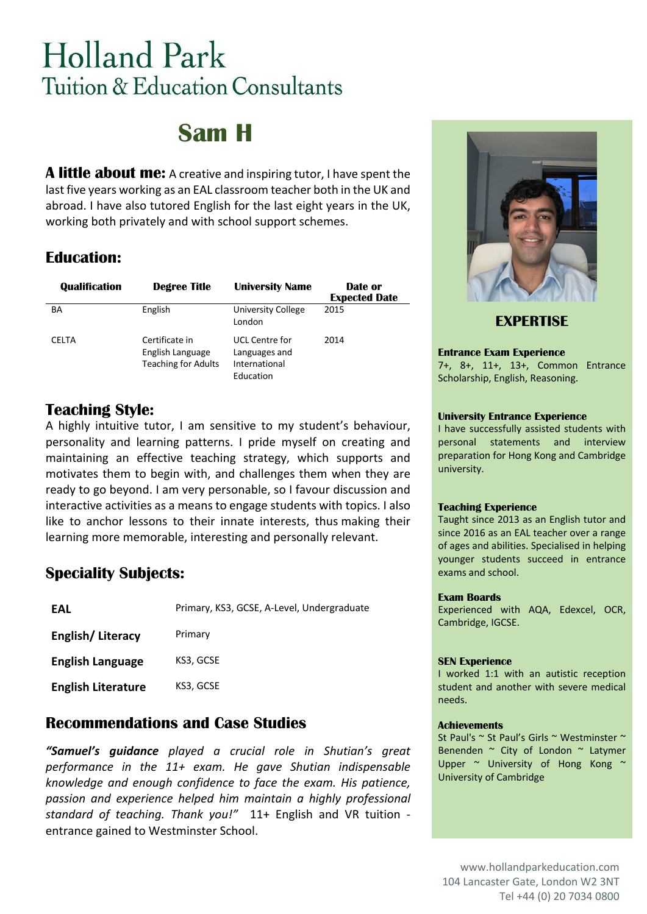# Holland Park
## Tuition & Education Consultants

# Sam H

**A little about me:** A creative and inspiring tutor, I have spent the last five years working as an EAL classroom teacher both in the UK and abroad. I have also tutored English for the last eight years in the UK, working both privately and with school support schemes.

## Education:

| Qualification | Degree Title | University Name | Date or Expected Date |
|---|---|---|---|
| BA | English | University College London | 2015 |
| CELTA | Certificate in English Language Teaching for Adults | UCL Centre for Languages and International Education | 2014 |

## Teaching Style:

A highly intuitive tutor, I am sensitive to my student's behaviour, personality and learning patterns. I pride myself on creating and maintaining an effective teaching strategy, which supports and motivates them to begin with, and challenges them when they are ready to go beyond. I am very personable, so I favour discussion and interactive activities as a means to engage students with topics. I also like to anchor lessons to their innate interests, thus making their learning more memorable, interesting and personally relevant.

## Speciality Subjects:

| | |
|---|---|
| **EAL** | Primary, KS3, GCSE, A-Level, Undergraduate |
| **English/ Literacy** | Primary |
| **English Language** | KS3, GCSE |
| **English Literature** | KS3, GCSE |

## Recommendations and Case Studies

*"**Samuel's guidance** played a crucial role in Shutian's great performance in the 11+ exam. He gave Shutian indispensable knowledge and enough confidence to face the exam. His patience, passion and experience helped him maintain a highly professional standard of teaching. Thank you!"* 11+ English and VR tuition - entrance gained to Westminster School.

## EXPERTISE

**Entrance Exam Experience**
7+, 8+, 11+, 13+, Common Entrance Scholarship, English, Reasoning.

**University Entrance Experience**
I have successfully assisted students with personal statements and interview preparation for Hong Kong and Cambridge university.

**Teaching Experience**
Taught since 2013 as an English tutor and since 2016 as an EAL teacher over a range of ages and abilities. Specialised in helping younger students succeed in entrance exams and school.

**Exam Boards**
Experienced with AQA, Edexcel, OCR, Cambridge, IGCSE.

**SEN Experience**
I worked 1:1 with an autistic reception student and another with severe medical needs.

**Achievements**
St Paul's ~ St Paul's Girls ~ Westminster ~ Benenden ~ City of London ~ Latymer Upper ~ University of Hong Kong ~ University of Cambridge

www.hollandparkeducation.com
104 Lancaster Gate, London W2 3NT
Tel +44 (0) 20 7034 0800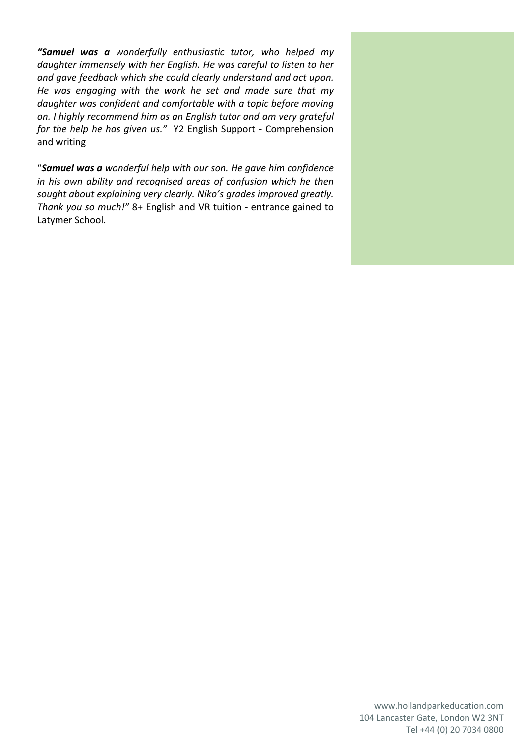***"Samuel was a** wonderfully enthusiastic tutor, who helped my daughter immensely with her English. He was careful to listen to her and gave feedback which she could clearly understand and act upon. He was engaging with the work he set and made sure that my daughter was confident and comfortable with a topic before moving on. I highly recommend him as an English tutor and am very grateful for the help he has given us."* Y2 English Support - Comprehension and writing

"***Samuel was a*** *wonderful help with our son. He gave him confidence in his own ability and recognised areas of confusion which he then sought about explaining very clearly. Niko's grades improved greatly. Thank you so much!"* 8+ English and VR tuition - entrance gained to Latymer School.

www.hollandparkeducation.com
104 Lancaster Gate, London W2 3NT
Tel +44 (0) 20 7034 0800